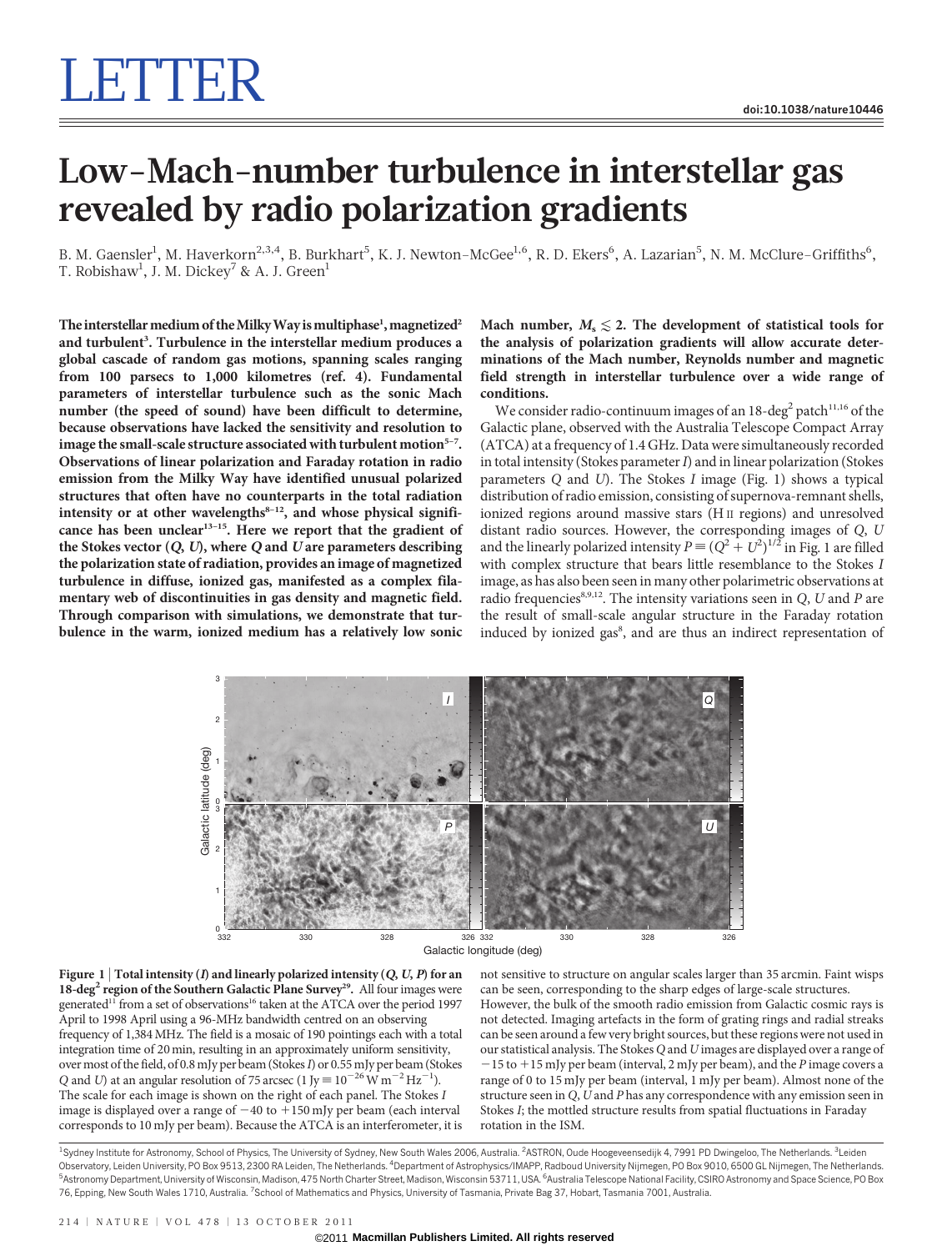# LETTER

# Low-Mach-number turbulence in interstellar gas revealed by radio polarization gradients

B. M. Gaensler[1], M. Haverkorn[2,3,4], B. Burkhart[5], K. J. Newton-McGee[1,6], R. D. Ekers[6], A. Lazarian[5], N. M. McClure-Griffiths[6], T. Robishaw[1], J. M. Dickey[7] & A. J. Green[1]

**The interstellar medium of the Milky Way is multiphase[1], magnetized[2] and turbulent[3]. Turbulence in the interstellar medium produces a global cascade of random gas motions, spanning scales ranging from 100 parsecs to 1,000 kilometres (ref. 4). Fundamental parameters of interstellar turbulence such as the sonic Mach number (the speed of sound) have been difficult to determine, because observations have lacked the sensitivity and resolution to image the small-scale structure associated with turbulent motion[5–7]. Observations of linear polarization and Faraday rotation in radio emission from the Milky Way have identified unusual polarized structures that often have no counterparts in the total radiation intensity or at other wavelengths[8–12], and whose physical significance has been unclear[13–15]. Here we report that the gradient of the Stokes vector ($Q$, $U$), where $Q$ and $U$ are parameters describing the polarization state of radiation, provides an image of magnetized turbulence in diffuse, ionized gas, manifested as a complex filamentary web of discontinuities in gas density and magnetic field. Through comparison with simulations, we demonstrate that turbulence in the warm, ionized medium has a relatively low sonic Mach number, $M_s \lesssim 2$. The development of statistical tools for the analysis of polarization gradients will allow accurate determinations of the Mach number, Reynolds number and magnetic field strength in interstellar turbulence over a wide range of conditions.**

We consider radio-continuum images of an 18-deg$^2$ patch[11,16] of the Galactic plane, observed with the Australia Telescope Compact Array (ATCA) at a frequency of 1.4 GHz. Data were simultaneously recorded in total intensity (Stokes parameter $I$) and in linear polarization (Stokes parameters $Q$ and $U$). The Stokes $I$ image (Fig. 1) shows a typical distribution of radio emission, consisting of supernova-remnant shells, ionized regions around massive stars (H II regions) and unresolved distant radio sources. However, the corresponding images of $Q$, $U$ and the linearly polarized intensity $P \equiv (Q^2 + U^2)^{1/2}$ in Fig. 1 are filled with complex structure that bears little resemblance to the Stokes $I$ image, as has also been seen in many other polarimetric observations at radio frequencies[8,9,12]. The intensity variations seen in $Q$, $U$ and $P$ are the result of small-scale angular structure in the Faraday rotation induced by ionized gas[8], and are thus an indirect representation of

**Figure 1 | Total intensity ($I$) and linearly polarized intensity ($Q$, $U$, $P$) for an 18-deg$^2$ region of the Southern Galactic Plane Survey[29].** All four images were generated[11] from a set of observations[16] taken at the ATCA over the period 1997 April to 1998 April using a 96-MHz bandwidth centred on an observing frequency of 1,384 MHz. The field is a mosaic of 190 pointings each with a total integration time of 20 min, resulting in an approximately uniform sensitivity, over most of the field, of 0.8 mJy per beam (Stokes $I$) or 0.55 mJy per beam (Stokes $Q$ and $U$) at an angular resolution of 75 arcsec (1 Jy $\equiv 10^{-26}$ W m$^{-2}$ Hz$^{-1}$). The scale for each image is shown on the right of each panel. The Stokes $I$ image is displayed over a range of −40 to +150 mJy per beam (each interval corresponds to 10 mJy per beam). Because the ATCA is an interferometer, it is not sensitive to structure on angular scales larger than 35 arcmin. Faint wisps can be seen, corresponding to the sharp edges of large-scale structures. However, the bulk of the smooth radio emission from Galactic cosmic rays is not detected. Imaging artefacts in the form of grating rings and radial streaks can be seen around a few very bright sources, but these regions were not used in our statistical analysis. The Stokes $Q$ and $U$ images are displayed over a range of −15 to +15 mJy per beam (interval, 2 mJy per beam), and the $P$ image covers a range of 0 to 15 mJy per beam (interval, 1 mJy per beam). Almost none of the structure seen in $Q$, $U$ and $P$ has any correspondence with any emission seen in Stokes $I$; the mottled structure results from spatial fluctuations in Faraday rotation in the ISM.

[1]Sydney Institute for Astronomy, School of Physics, The University of Sydney, New South Wales 2006, Australia. [2]ASTRON, Oude Hoogeveensedijk 4, 7991 PD Dwingeloo, The Netherlands. [3]Leiden Observatory, Leiden University, PO Box 9513, 2300 RA Leiden, The Netherlands. [4]Department of Astrophysics/IMAPP, Radboud University Nijmegen, PO Box 9010, 6500 GL Nijmegen, The Netherlands. [5]Astronomy Department, University of Wisconsin, Madison, 475 North Charter Street, Madison, Wisconsin 53711, USA. [6]Australia Telescope National Facility, CSIRO Astronomy and Space Science, PO Box 76, Epping, New South Wales 1710, Australia. [7]School of Mathematics and Physics, University of Tasmania, Private Bag 37, Hobart, Tasmania 7001, Australia.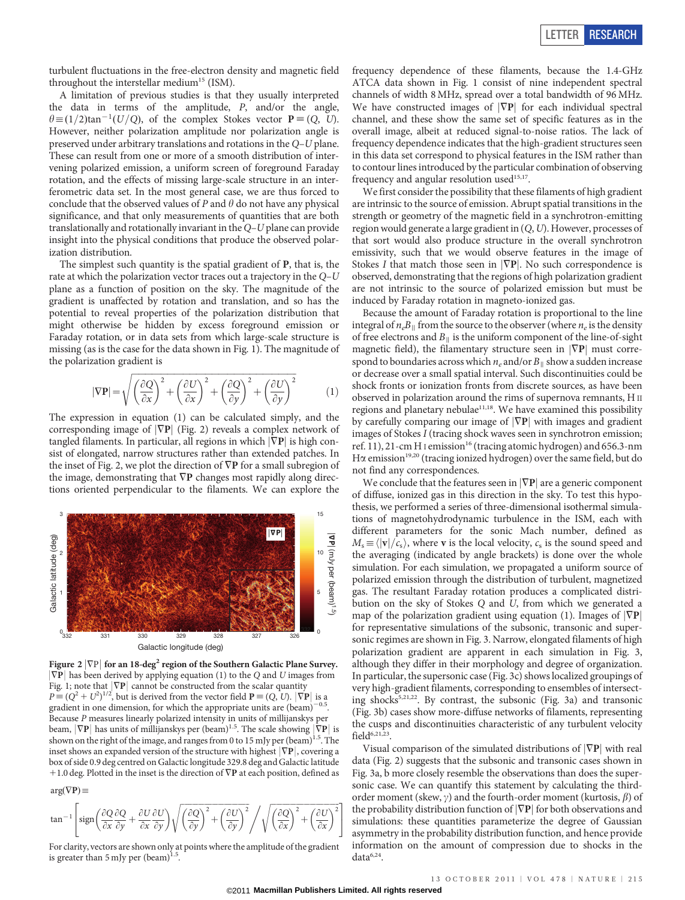turbulent fluctuations in the free-electron density and magnetic field throughout the interstellar medium[15] (ISM).

A limitation of previous studies is that they usually interpreted the data in terms of the amplitude, $P$, and/or the angle, $\theta \equiv (1/2)\tan^{-1}(U/Q)$, of the complex Stokes vector $\mathbf{P} \equiv (Q, U)$. However, neither polarization amplitude nor polarization angle is preserved under arbitrary translations and rotations in the $Q$–$U$ plane. These can result from one or more of a smooth distribution of intervening polarized emission, a uniform screen of foreground Faraday rotation, and the effects of missing large-scale structure in an interferometric data set. In the most general case, we are thus forced to conclude that the observed values of $P$ and $\theta$ do not have any physical significance, and that only measurements of quantities that are both translationally and rotationally invariant in the $Q$–$U$ plane can provide insight into the physical conditions that produce the observed polarization distribution.

The simplest such quantity is the spatial gradient of $\mathbf{P}$, that is, the rate at which the polarization vector traces out a trajectory in the $Q$–$U$ plane as a function of position on the sky. The magnitude of the gradient is unaffected by rotation and translation, and so has the potential to reveal properties of the polarization distribution that might otherwise be hidden by excess foreground emission or Faraday rotation, or in data sets from which large-scale structure is missing (as is the case for the data shown in Fig. 1). The magnitude of the polarization gradient is

$$|\nabla \mathbf{P}| = \sqrt{\left(\frac{\partial Q}{\partial x}\right)^2 + \left(\frac{\partial U}{\partial x}\right)^2 + \left(\frac{\partial Q}{\partial y}\right)^2 + \left(\frac{\partial U}{\partial y}\right)^2} \qquad (1)$$

The expression in equation (1) can be calculated simply, and the corresponding image of $|\nabla \mathbf{P}|$ (Fig. 2) reveals a complex network of tangled filaments. In particular, all regions in which $|\nabla \mathbf{P}|$ is high consist of elongated, narrow structures rather than extended patches. In the inset of Fig. 2, we plot the direction of $\nabla \mathbf{P}$ for a small subregion of the image, demonstrating that $\nabla \mathbf{P}$ changes most rapidly along directions oriented perpendicular to the filaments. We can explore the frequency dependence of these filaments, because the 1.4-GHz ATCA data shown in Fig. 1 consist of nine independent spectral channels of width 8 MHz, spread over a total bandwidth of 96 MHz. We have constructed images of $|\nabla \mathbf{P}|$ for each individual spectral channel, and these show the same set of specific features as in the overall image, albeit at reduced signal-to-noise ratios. The lack of frequency dependence indicates that the high-gradient structures seen in this data set correspond to physical features in the ISM rather than to contour lines introduced by the particular combination of observing frequency and angular resolution used[15,17].

**Figure 2 | $|\nabla \mathrm{P}|$ for an 18-deg$^2$ region of the Southern Galactic Plane Survey.** $|\nabla \mathbf{P}|$ has been derived by applying equation (1) to the $Q$ and $U$ images from Fig. 1; note that $|\nabla \mathbf{P}|$ cannot be constructed from the scalar quantity $P \equiv (Q^2 + U^2)^{1/2}$, but is derived from the vector field $\mathbf{P} \equiv (Q, U)$. $|\nabla \mathbf{P}|$ is a gradient in one dimension, for which the appropriate units are (beam)$^{-0.5}$. Because $P$ measures linearly polarized intensity in units of millijanskys per beam, $|\nabla \mathbf{P}|$ has units of millijanskys per (beam)$^{1.5}$. The scale showing $|\nabla \mathbf{P}|$ is shown on the right of the image, and ranges from 0 to 15 mJy per (beam)$^{1.5}$. The inset shows an expanded version of the structure with highest $|\nabla \mathbf{P}|$, covering a box of side 0.9 deg centred on Galactic longitude 329.8 deg and Galactic latitude +1.0 deg. Plotted in the inset is the direction of $\nabla \mathbf{P}$ at each position, defined as

$$\arg(\nabla \mathbf{P}) \equiv \tan^{-1}\left[\mathrm{sign}\left(\frac{\partial Q}{\partial x}\frac{\partial Q}{\partial y} + \frac{\partial U}{\partial x}\frac{\partial U}{\partial y}\right)\sqrt{\left(\frac{\partial Q}{\partial y}\right)^2 + \left(\frac{\partial U}{\partial y}\right)^2} \Bigg/ \sqrt{\left(\frac{\partial Q}{\partial x}\right)^2 + \left(\frac{\partial U}{\partial x}\right)^2}\right]$$

For clarity, vectors are shown only at points where the amplitude of the gradient is greater than 5 mJy per (beam)$^{1.5}$.

We first consider the possibility that these filaments of high gradient are intrinsic to the source of emission. Abrupt spatial transitions in the strength or geometry of the magnetic field in a synchrotron-emitting region would generate a large gradient in $(Q, U)$. However, processes of that sort would also produce structure in the overall synchrotron emissivity, such that we would observe features in the image of Stokes $I$ that match those seen in $|\nabla \mathbf{P}|$. No such correspondence is observed, demonstrating that the regions of high polarization gradient are not intrinsic to the source of polarized emission but must be induced by Faraday rotation in magneto-ionized gas.

Because the amount of Faraday rotation is proportional to the line integral of $n_e B_\parallel$ from the source to the observer (where $n_e$ is the density of free electrons and $B_\parallel$ is the uniform component of the line-of-sight magnetic field), the filamentary structure seen in $|\nabla \mathbf{P}|$ must correspond to boundaries across which $n_e$ and/or $B_\parallel$ show a sudden increase or decrease over a small spatial interval. Such discontinuities could be shock fronts or ionization fronts from discrete sources, as have been observed in polarization around the rims of supernova remnants, H II regions and planetary nebulae[11,18]. We have examined this possibility by carefully comparing our image of $|\nabla \mathbf{P}|$ with images and gradient images of Stokes $I$ (tracing shock waves seen in synchrotron emission; ref. 11), 21-cm H I emission[16] (tracing atomic hydrogen) and 656.3-nm Hα emission[19,20] (tracing ionized hydrogen) over the same field, but do not find any correspondences.

We conclude that the features seen in $|\nabla \mathbf{P}|$ are a generic component of diffuse, ionized gas in this direction in the sky. To test this hypothesis, we performed a series of three-dimensional isothermal simulations of magnetohydrodynamic turbulence in the ISM, each with different parameters for the sonic Mach number, defined as $M_s \equiv \langle |\mathbf{v}|/c_s \rangle$, where $\mathbf{v}$ is the local velocity, $c_s$ is the sound speed and the averaging (indicated by angle brackets) is done over the whole simulation. For each simulation, we propagated a uniform source of polarized emission through the distribution of turbulent, magnetized gas. The resultant Faraday rotation produces a complicated distribution on the sky of Stokes $Q$ and $U$, from which we generated a map of the polarization gradient using equation (1). Images of $|\nabla \mathbf{P}|$ for representative simulations of the subsonic, transonic and supersonic regimes are shown in Fig. 3. Narrow, elongated filaments of high polarization gradient are apparent in each simulation in Fig. 3, although they differ in their morphology and degree of organization. In particular, the supersonic case (Fig. 3c) shows localized groupings of very high-gradient filaments, corresponding to ensembles of intersecting shocks[5,21,22]. By contrast, the subsonic (Fig. 3a) and transonic (Fig. 3b) cases show more-diffuse networks of filaments, representing the cusps and discontinuities characteristic of any turbulent velocity field[6,21,23].

Visual comparison of the simulated distributions of $|\nabla \mathbf{P}|$ with real data (Fig. 2) suggests that the subsonic and transonic cases shown in Fig. 3a, b more closely resemble the observations than does the supersonic case. We can quantify this statement by calculating the third-order moment (skew, $\gamma$) and the fourth-order moment (kurtosis, $\beta$) of the probability distribution function of $|\nabla \mathbf{P}|$ for both observations and simulations: these quantities parameterize the degree of Gaussian asymmetry in the probability distribution function, and hence provide information on the amount of compression due to shocks in the data[6,24].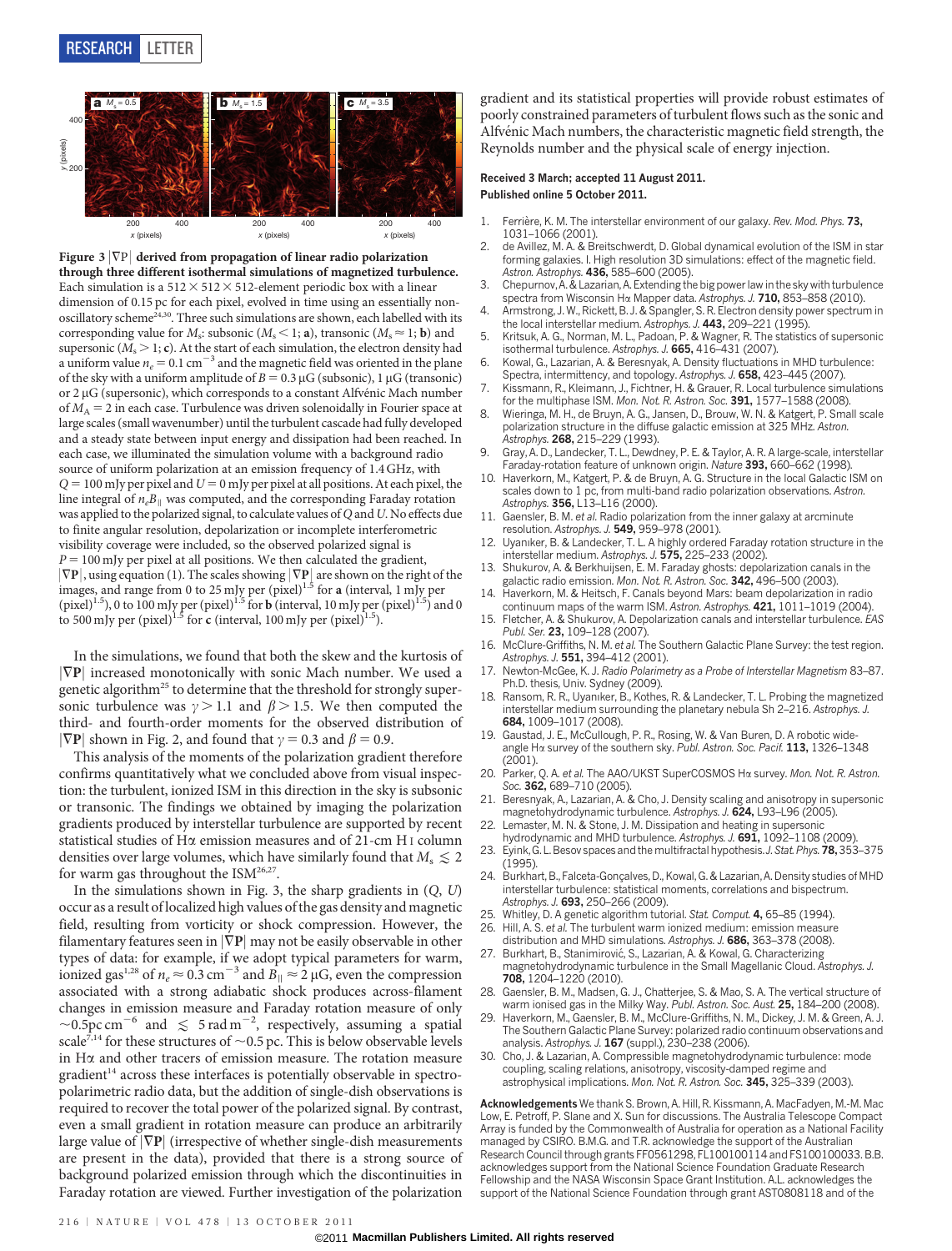**Figure 3 | $|\nabla \mathbf{P}|$ derived from propagation of linear radio polarization through three different isothermal simulations of magnetized turbulence.** Each simulation is a $512 \times 512 \times 512$-element periodic box with a linear dimension of 0.15 pc for each pixel, evolved in time using an essentially non-oscillatory scheme[24,30]. Three such simulations are shown, each labelled with its corresponding value for $M_s$: subsonic ($M_s < 1$; **a**), transonic ($M_s \approx 1$; **b**) and supersonic ($M_s > 1$; **c**). At the start of each simulation, the electron density had a uniform value $n_e = 0.1\ \mathrm{cm}^{-3}$ and the magnetic field was oriented in the plane of the sky with a uniform amplitude of $B = 0.3\ \mu\mathrm{G}$ (subsonic), $1\ \mu\mathrm{G}$ (transonic) or $2\ \mu\mathrm{G}$ (supersonic), which corresponds to a constant Alfvénic Mach number of $M_A = 2$ in each case. Turbulence was driven solenoidally in Fourier space at large scales (small wavenumber) until the turbulent cascade had fully developed and a steady state between input energy and dissipation had been reached. In each case, we illuminated the simulation volume with a background radio source of uniform polarization at an emission frequency of 1.4 GHz, with $Q = 100$ mJy per pixel and $U = 0$ mJy per pixel at all positions. At each pixel, the line integral of $n_e B_\parallel$ was computed, and the corresponding Faraday rotation was applied to the polarized signal, to calculate values of $Q$ and $U$. No effects due to finite angular resolution, depolarization or incomplete interferometric visibility coverage were included, so the observed polarized signal is $P = 100$ mJy per pixel at all positions. We then calculated the gradient, $|\nabla \mathbf{P}|$, using equation (1). The scales showing $|\nabla \mathbf{P}|$ are shown on the right of the images, and range from 0 to 25 mJy per $(\mathrm{pixel})^{1.5}$ for **a** (interval, 1 mJy per $(\mathrm{pixel})^{1.5}$), 0 to 100 mJy per $(\mathrm{pixel})^{1.5}$ for **b** (interval, 10 mJy per $(\mathrm{pixel})^{1.5}$) and 0 to 500 mJy per $(\mathrm{pixel})^{1.5}$ for **c** (interval, 100 mJy per $(\mathrm{pixel})^{1.5}$).

In the simulations, we found that both the skew and the kurtosis of $|\nabla \mathbf{P}|$ increased monotonically with sonic Mach number. We used a genetic algorithm[25] to determine that the threshold for strongly supersonic turbulence was $\gamma > 1.1$ and $\beta > 1.5$. We then computed the third- and fourth-order moments for the observed distribution of $|\nabla \mathbf{P}|$ shown in Fig. 2, and found that $\gamma = 0.3$ and $\beta = 0.9$.

This analysis of the moments of the polarization gradient therefore confirms quantitatively what we concluded above from visual inspection: the turbulent, ionized ISM in this direction in the sky is subsonic or transonic. The findings we obtained by imaging the polarization gradients produced by interstellar turbulence are supported by recent statistical studies of Hα emission measures and of 21-cm H I column densities over large volumes, which have similarly found that $M_s \lesssim 2$ for warm gas throughout the ISM[26,27].

In the simulations shown in Fig. 3, the sharp gradients in $(Q, U)$ occur as a result of localized high values of the gas density and magnetic field, resulting from vorticity or shock compression. However, the filamentary features seen in $|\nabla \mathbf{P}|$ may not be easily observable in other types of data: for example, if we adopt typical parameters for warm, ionized gas[1,28] of $n_e \approx 0.3\ \mathrm{cm}^{-3}$ and $B_\parallel \approx 2\ \mu\mathrm{G}$, even the compression associated with a strong adiabatic shock produces across-filament changes in emission measure and Faraday rotation measure of only $\sim 0.5\ \mathrm{pc\ cm}^{-6}$ and $\lesssim 5\ \mathrm{rad\ m}^{-2}$, respectively, assuming a spatial scale[7,14] for these structures of $\sim 0.5$ pc. This is below observable levels in Hα and other tracers of emission measure. The rotation measure gradient[14] across these interfaces is potentially observable in spectropolarimetric radio data, but the addition of single-dish observations is required to recover the total power of the polarized signal. By contrast, even a small gradient in rotation measure can produce an arbitrarily large value of $|\nabla \mathbf{P}|$ (irrespective of whether single-dish measurements are present in the data), provided that there is a strong source of background polarized emission through which the discontinuities in Faraday rotation are viewed. Further investigation of the polarization gradient and its statistical properties will provide robust estimates of poorly constrained parameters of turbulent flows such as the sonic and Alfvénic Mach numbers, the characteristic magnetic field strength, the Reynolds number and the physical scale of energy injection.

**Received 3 March; accepted 11 August 2011.**
**Published online 5 October 2011.**

1. Ferrière, K. M. The interstellar environment of our galaxy. *Rev. Mod. Phys.* **73,** 1031–1066 (2001).
2. de Avillez, M. A. & Breitschwerdt, D. Global dynamical evolution of the ISM in star forming galaxies. I. High resolution 3D simulations: effect of the magnetic field. *Astron. Astrophys.* **436,** 585–600 (2005).
3. Chepurnov, A. & Lazarian, A. Extending the big power law in the sky with turbulence spectra from Wisconsin Hα Mapper data. *Astrophys. J.* **710,** 853–858 (2010).
4. Armstrong, J. W., Rickett, B. J. & Spangler, S. R. Electron density power spectrum in the local interstellar medium. *Astrophys. J.* **443,** 209–221 (1995).
5. Kritsuk, A. G., Norman, M. L., Padoan, P. & Wagner, R. The statistics of supersonic isothermal turbulence. *Astrophys. J.* **665,** 416–431 (2007).
6. Kowal, G., Lazarian, A. & Beresnyak, A. Density fluctuations in MHD turbulence: Spectra, intermittency, and topology. *Astrophys. J.* **658,** 423–445 (2007).
7. Kissmann, R., Kleimann, J., Fichtner, H. & Grauer, R. Local turbulence simulations for the multiphase ISM. *Mon. Not. R. Astron. Soc.* **391,** 1577–1588 (2008).
8. Wieringa, M. H., de Bruyn, A. G., Jansen, D., Brouw, W. N. & Katgert, P. Small scale polarization structure in the diffuse galactic emission at 325 MHz. *Astron. Astrophys.* **268,** 215–229 (1993).
9. Gray, A. D., Landecker, T. L., Dewdney, P. E. & Taylor, A. R. A large-scale, interstellar Faraday-rotation feature of unknown origin. *Nature* **393,** 660–662 (1998).
10. Haverkorn, M., Katgert, P. & de Bruyn, A. G. Structure in the local Galactic ISM on scales down to 1 pc, from multi-band radio polarization observations. *Astron. Astrophys.* **356,** L13–L16 (2000).
11. Gaensler, B. M. *et al.* Radio polarization from the inner galaxy at arcminute resolution. *Astrophys. J.* **549,** 959–978 (2001).
12. Uyanıker, B. & Landecker, T. L. A highly ordered Faraday rotation structure in the interstellar medium. *Astrophys. J.* **575,** 225–233 (2002).
13. Shukurov, A. & Berkhuijsen, E. M. Faraday ghosts: depolarization canals in the galactic radio emission. *Mon. Not. R. Astron. Soc.* **342,** 496–500 (2003).
14. Haverkorn, M. & Heitsch, F. Canals beyond Mars: beam depolarization in radio continuum maps of the warm ISM. *Astron. Astrophys.* **421,** 1011–1019 (2004).
15. Fletcher, A. & Shukurov, A. Depolarization canals and interstellar turbulence. *EAS Publ. Ser.* **23,** 109–128 (2007).
16. McClure-Griffiths, N. M. *et al.* The Southern Galactic Plane Survey: the test region. *Astrophys. J.* **551,** 394–412 (2001).
17. Newton-McGee, K. J. *Radio Polarimetry as a Probe of Interstellar Magnetism* 83–87. Ph.D. thesis, Univ. Sydney (2009).
18. Ransom, R. R., Uyanıker, B., Kothes, R. & Landecker, T. L. Probing the magnetized interstellar medium surrounding the planetary nebula Sh 2–216. *Astrophys. J.* **684,** 1009–1017 (2008).
19. Gaustad, J. E., McCullough, P. R., Rosing, W. & Van Buren, D. A robotic wide-angle Hα survey of the southern sky. *Publ. Astron. Soc. Pacif.* **113,** 1326–1348 (2001).
20. Parker, Q. A. *et al.* The AAO/UKST SuperCOSMOS Hα survey. *Mon. Not. R. Astron. Soc.* **362,** 689–710 (2005).
21. Beresnyak, A., Lazarian, A. & Cho, J. Density scaling and anisotropy in supersonic magnetohydrodynamic turbulence. *Astrophys. J.* **624,** L93–L96 (2005).
22. Lemaster, M. N. & Stone, J. M. Dissipation and heating in supersonic hydrodynamic and MHD turbulence. *Astrophys. J.* **691,** 1092–1108 (2009).
23. Eyink, G. L. Besov spaces and the multifractal hypothesis. *J. Stat. Phys.* **78,** 353–375 (1995).
24. Burkhart, B., Falceta-Gonçalves, D., Kowal, G. & Lazarian, A. Density studies of MHD interstellar turbulence: statistical moments, correlations and bispectrum. *Astrophys. J.* **693,** 250–266 (2009).
25. Whitley, D. A genetic algorithm tutorial. *Stat. Comput.* **4,** 65–85 (1994).
26. Hill, A. S. *et al.* The turbulent warm ionized medium: emission measure distribution and MHD simulations. *Astrophys. J.* **686,** 363–378 (2008).
27. Burkhart, B., Stanimirović, S., Lazarian, A. & Kowal, G. Characterizing magnetohydrodynamic turbulence in the Small Magellanic Cloud. *Astrophys. J.* **708,** 1204–1220 (2010).
28. Gaensler, B. M., Madsen, G. J., Chatterjee, S. & Mao, S. A. The vertical structure of warm ionised gas in the Milky Way. *Publ. Astron. Soc. Aust.* **25,** 184–200 (2008).
29. Haverkorn, M., Gaensler, B. M., McClure-Griffiths, N. M., Dickey, J. M. & Green, A. J. The Southern Galactic Plane Survey: polarized radio continuum observations and analysis. *Astrophys. J.* **167** (suppl.), 230–238 (2006).
30. Cho, J. & Lazarian, A. Compressible magnetohydrodynamic turbulence: mode coupling, scaling relations, anisotropy, viscosity-damped regime and astrophysical implications. *Mon. Not. R. Astron. Soc.* **345,** 325–339 (2003).

**Acknowledgements** We thank S. Brown, A. Hill, R. Kissmann, A. MacFadyen, M.-M. Mac Low, E. Petroff, P. Slane and X. Sun for discussions. The Australia Telescope Compact Array is funded by the Commonwealth of Australia for operation as a National Facility managed by CSIRO. B.M.G. and T.R. acknowledge the support of the Australian Research Council through grants FF0561298, FL100100114 and FS100100033. B.B. acknowledges support from the National Science Foundation Graduate Research Fellowship and the NASA Wisconsin Space Grant Institution. A.L. acknowledges the support of the National Science Foundation through grant AST0808118 and of the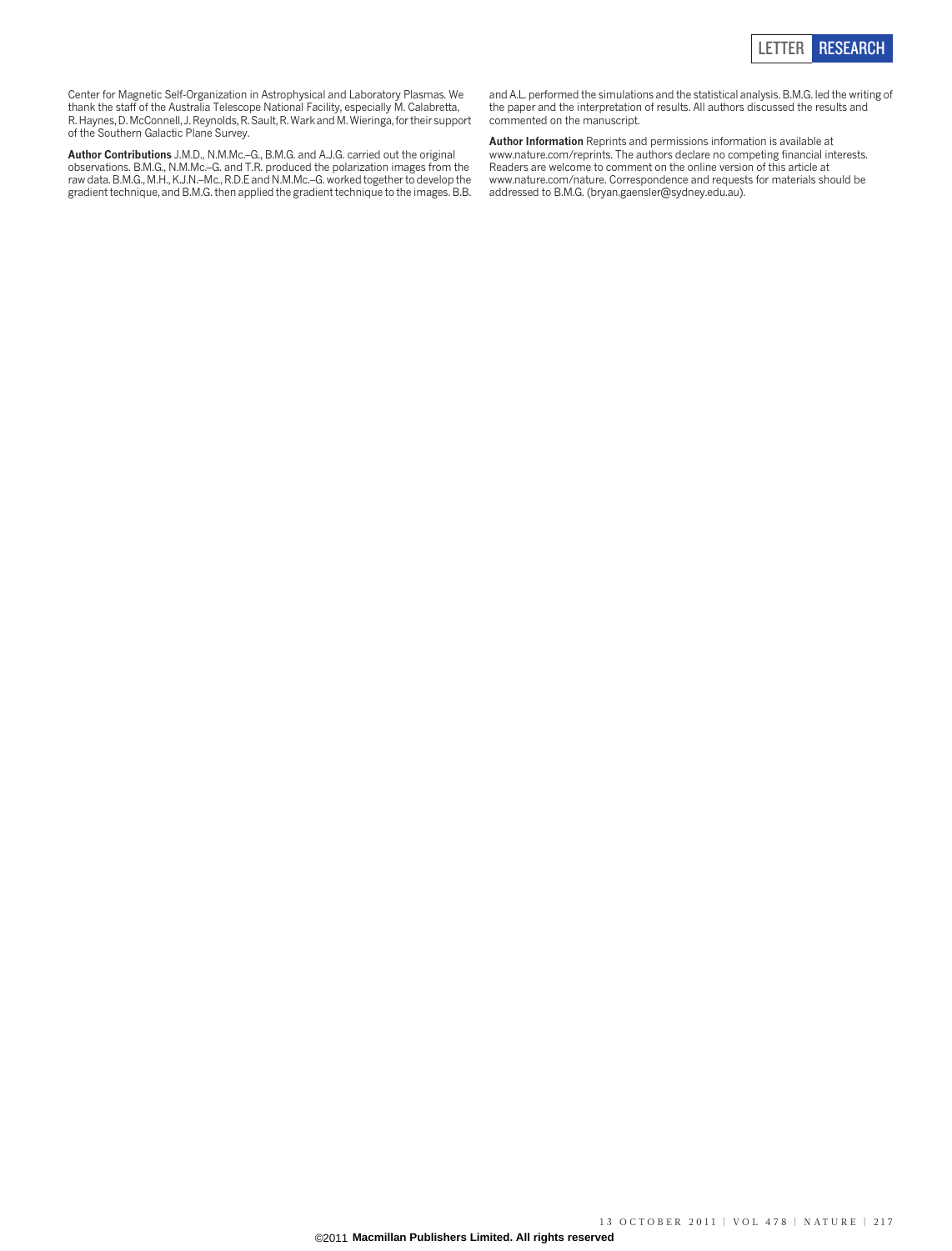Center for Magnetic Self-Organization in Astrophysical and Laboratory Plasmas. We thank the staff of the Australia Telescope National Facility, especially M. Calabretta, R. Haynes, D. McConnell, J. Reynolds, R. Sault, R. Wark and M. Wieringa, for their support of the Southern Galactic Plane Survey.

**Author Contributions** J.M.D., N.M.Mc.-G., B.M.G. and A.J.G. carried out the original observations. B.M.G., N.M.Mc.-G. and T.R. produced the polarization images from the raw data. B.M.G., M.H., K.J.N.-Mc., R.D.E and N.M.Mc.-G. worked together to develop the gradient technique, and B.M.G. then applied the gradient technique to the images. B.B. and A.L. performed the simulations and the statistical analysis. B.M.G. led the writing of the paper and the interpretation of results. All authors discussed the results and commented on the manuscript.

**Author Information** Reprints and permissions information is available at www.nature.com/reprints. The authors declare no competing financial interests. Readers are welcome to comment on the online version of this article at www.nature.com/nature. Correspondence and requests for materials should be addressed to B.M.G. (bryan.gaensler@sydney.edu.au).